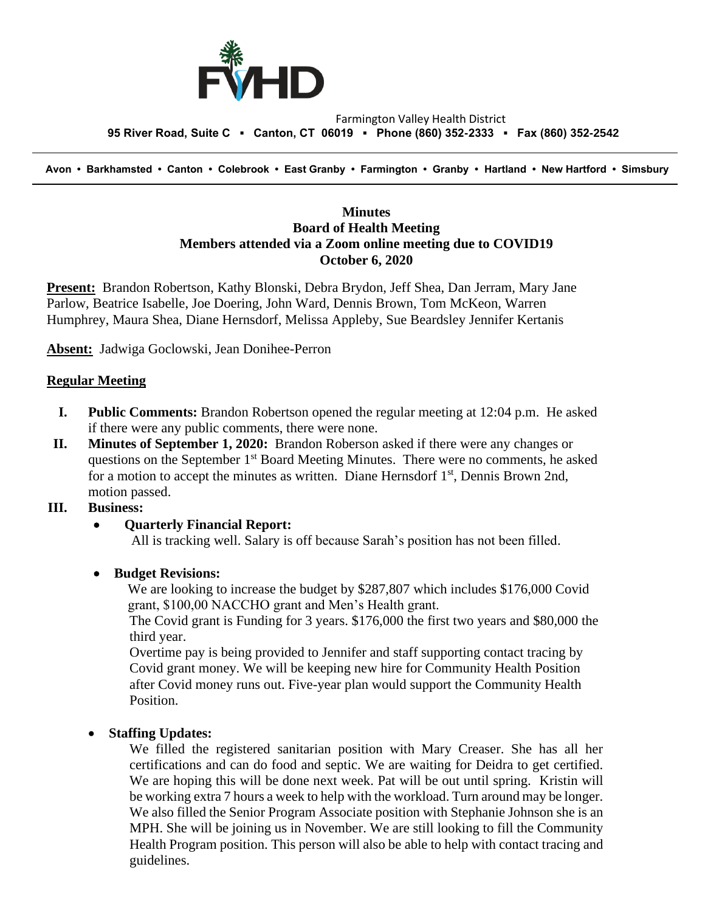Farmington Valley Health District

**95 River Road, Suite C ▪ Canton, CT 06019 ▪ Phone (860) 352-2333 ▪ Fax (860) 352-2542**

**Avon • Barkhamsted • Canton • Colebrook • East Granby • Farmington • Granby • Hartland • New Hartford • Simsbury**

**Minutes**
**Board of Health Meeting**
**Members attended via a Zoom online meeting due to COVID19**
**October 6, 2020**

**Present:** Brandon Robertson, Kathy Blonski, Debra Brydon, Jeff Shea, Dan Jerram, Mary Jane Parlow, Beatrice Isabelle, Joe Doering, John Ward, Dennis Brown, Tom McKeon, Warren Humphrey, Maura Shea, Diane Hernsdorf, Melissa Appleby, Sue Beardsley Jennifer Kertanis

**Absent:** Jadwiga Goclowski, Jean Donihee-Perron

**Regular Meeting**

I. **Public Comments:** Brandon Robertson opened the regular meeting at 12:04 p.m. He asked if there were any public comments, there were none.

II. **Minutes of September 1, 2020:** Brandon Roberson asked if there were any changes or questions on the September 1st Board Meeting Minutes. There were no comments, he asked for a motion to accept the minutes as written. Diane Hernsdorf 1st, Dennis Brown 2nd, motion passed.

III. **Business:**

- **Quarterly Financial Report:**
  All is tracking well. Salary is off because Sarah's position has not been filled.

- **Budget Revisions:**
  We are looking to increase the budget by $287,807 which includes $176,000 Covid grant, $100,00 NACCHO grant and Men's Health grant.
  The Covid grant is Funding for 3 years. $176,000 the first two years and $80,000 the third year.
  Overtime pay is being provided to Jennifer and staff supporting contact tracing by Covid grant money. We will be keeping new hire for Community Health Position after Covid money runs out. Five-year plan would support the Community Health Position.

- **Staffing Updates:**
  We filled the registered sanitarian position with Mary Creaser. She has all her certifications and can do food and septic. We are waiting for Deidra to get certified. We are hoping this will be done next week. Pat will be out until spring. Kristin will be working extra 7 hours a week to help with the workload. Turn around may be longer. We also filled the Senior Program Associate position with Stephanie Johnson she is an MPH. She will be joining us in November. We are still looking to fill the Community Health Program position. This person will also be able to help with contact tracing and guidelines.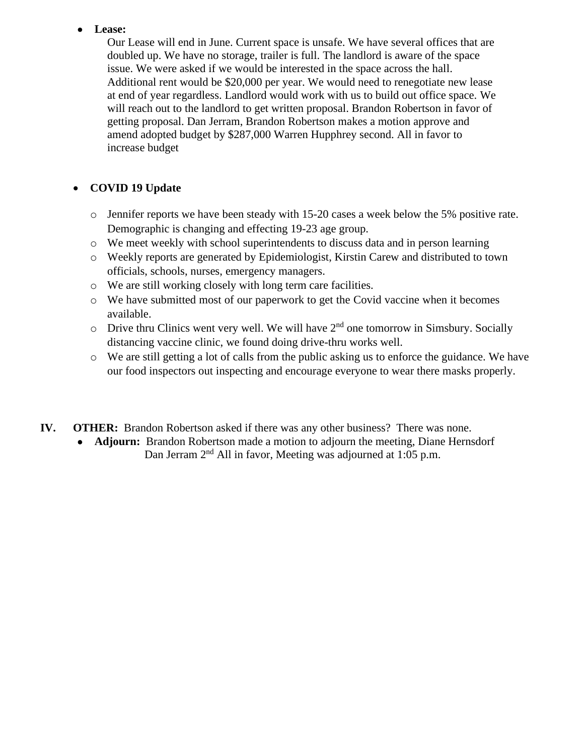- **Lease:**

  Our Lease will end in June. Current space is unsafe. We have several offices that are doubled up. We have no storage, trailer is full. The landlord is aware of the space issue. We were asked if we would be interested in the space across the hall. Additional rent would be $20,000 per year. We would need to renegotiate new lease at end of year regardless. Landlord would work with us to build out office space. We will reach out to the landlord to get written proposal. Brandon Robertson in favor of getting proposal. Dan Jerram, Brandon Robertson makes a motion approve and amend adopted budget by $287,000 Warren Hupphrey second. All in favor to increase budget

- **COVID 19 Update**
  - Jennifer reports we have been steady with 15-20 cases a week below the 5% positive rate. Demographic is changing and effecting 19-23 age group.
  - We meet weekly with school superintendents to discuss data and in person learning
  - Weekly reports are generated by Epidemiologist, Kirstin Carew and distributed to town officials, schools, nurses, emergency managers.
  - We are still working closely with long term care facilities.
  - We have submitted most of our paperwork to get the Covid vaccine when it becomes available.
  - Drive thru Clinics went very well. We will have 2nd one tomorrow in Simsbury. Socially distancing vaccine clinic, we found doing drive-thru works well.
  - We are still getting a lot of calls from the public asking us to enforce the guidance. We have our food inspectors out inspecting and encourage everyone to wear there masks properly.

**IV. OTHER:** Brandon Robertson asked if there was any other business? There was none.

- **Adjourn:** Brandon Robertson made a motion to adjourn the meeting, Diane Hernsdorf Dan Jerram 2nd All in favor, Meeting was adjourned at 1:05 p.m.